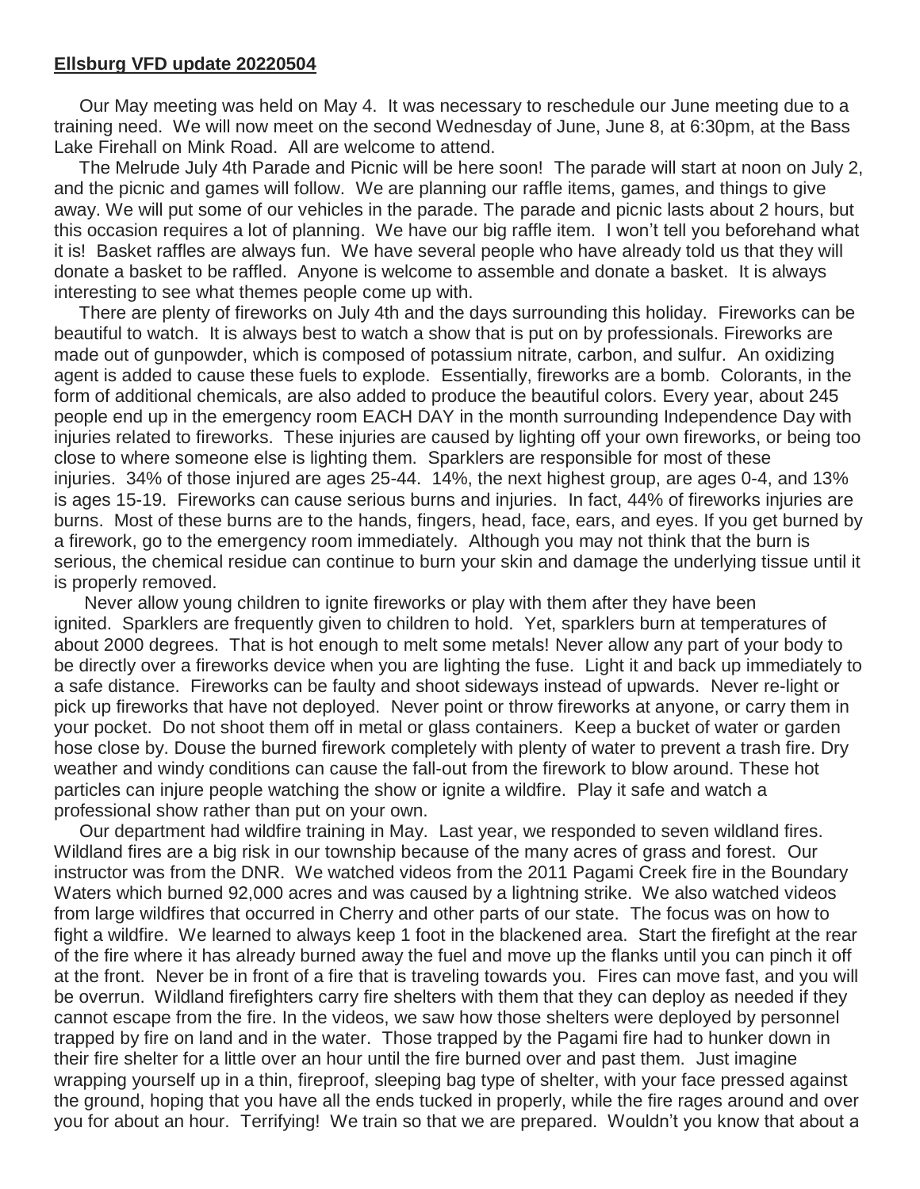**Ellsburg VFD update 20220504**

Our May meeting was held on May 4. It was necessary to reschedule our June meeting due to a training need. We will now meet on the second Wednesday of June, June 8, at 6:30pm, at the Bass Lake Firehall on Mink Road. All are welcome to attend.

The Melrude July 4th Parade and Picnic will be here soon! The parade will start at noon on July 2, and the picnic and games will follow. We are planning our raffle items, games, and things to give away. We will put some of our vehicles in the parade. The parade and picnic lasts about 2 hours, but this occasion requires a lot of planning. We have our big raffle item. I won't tell you beforehand what it is! Basket raffles are always fun. We have several people who have already told us that they will donate a basket to be raffled. Anyone is welcome to assemble and donate a basket. It is always interesting to see what themes people come up with.

There are plenty of fireworks on July 4th and the days surrounding this holiday. Fireworks can be beautiful to watch. It is always best to watch a show that is put on by professionals. Fireworks are made out of gunpowder, which is composed of potassium nitrate, carbon, and sulfur. An oxidizing agent is added to cause these fuels to explode. Essentially, fireworks are a bomb. Colorants, in the form of additional chemicals, are also added to produce the beautiful colors. Every year, about 245 people end up in the emergency room EACH DAY in the month surrounding Independence Day with injuries related to fireworks. These injuries are caused by lighting off your own fireworks, or being too close to where someone else is lighting them. Sparklers are responsible for most of these injuries. 34% of those injured are ages 25-44. 14%, the next highest group, are ages 0-4, and 13% is ages 15-19. Fireworks can cause serious burns and injuries. In fact, 44% of fireworks injuries are burns. Most of these burns are to the hands, fingers, head, face, ears, and eyes. If you get burned by a firework, go to the emergency room immediately. Although you may not think that the burn is serious, the chemical residue can continue to burn your skin and damage the underlying tissue until it is properly removed.

Never allow young children to ignite fireworks or play with them after they have been ignited. Sparklers are frequently given to children to hold. Yet, sparklers burn at temperatures of about 2000 degrees. That is hot enough to melt some metals! Never allow any part of your body to be directly over a fireworks device when you are lighting the fuse. Light it and back up immediately to a safe distance. Fireworks can be faulty and shoot sideways instead of upwards. Never re-light or pick up fireworks that have not deployed. Never point or throw fireworks at anyone, or carry them in your pocket. Do not shoot them off in metal or glass containers. Keep a bucket of water or garden hose close by. Douse the burned firework completely with plenty of water to prevent a trash fire. Dry weather and windy conditions can cause the fall-out from the firework to blow around. These hot particles can injure people watching the show or ignite a wildfire. Play it safe and watch a professional show rather than put on your own.

Our department had wildfire training in May. Last year, we responded to seven wildland fires. Wildland fires are a big risk in our township because of the many acres of grass and forest. Our instructor was from the DNR. We watched videos from the 2011 Pagami Creek fire in the Boundary Waters which burned 92,000 acres and was caused by a lightning strike. We also watched videos from large wildfires that occurred in Cherry and other parts of our state. The focus was on how to fight a wildfire. We learned to always keep 1 foot in the blackened area. Start the firefight at the rear of the fire where it has already burned away the fuel and move up the flanks until you can pinch it off at the front. Never be in front of a fire that is traveling towards you. Fires can move fast, and you will be overrun. Wildland firefighters carry fire shelters with them that they can deploy as needed if they cannot escape from the fire. In the videos, we saw how those shelters were deployed by personnel trapped by fire on land and in the water. Those trapped by the Pagami fire had to hunker down in their fire shelter for a little over an hour until the fire burned over and past them. Just imagine wrapping yourself up in a thin, fireproof, sleeping bag type of shelter, with your face pressed against the ground, hoping that you have all the ends tucked in properly, while the fire rages around and over you for about an hour. Terrifying! We train so that we are prepared. Wouldn't you know that about a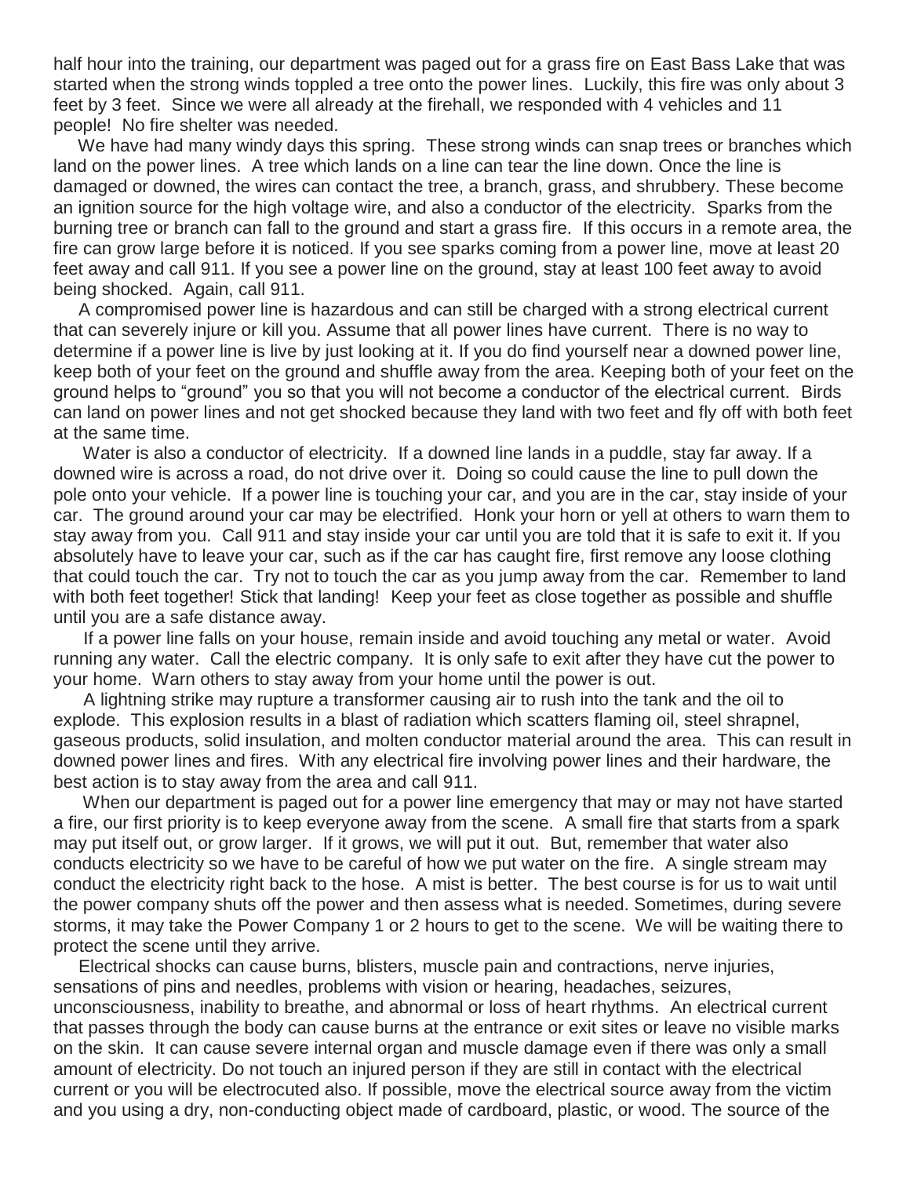half hour into the training, our department was paged out for a grass fire on East Bass Lake that was started when the strong winds toppled a tree onto the power lines. Luckily, this fire was only about 3 feet by 3 feet. Since we were all already at the firehall, we responded with 4 vehicles and 11 people! No fire shelter was needed.

We have had many windy days this spring. These strong winds can snap trees or branches which land on the power lines. A tree which lands on a line can tear the line down. Once the line is damaged or downed, the wires can contact the tree, a branch, grass, and shrubbery. These become an ignition source for the high voltage wire, and also a conductor of the electricity. Sparks from the burning tree or branch can fall to the ground and start a grass fire. If this occurs in a remote area, the fire can grow large before it is noticed. If you see sparks coming from a power line, move at least 20 feet away and call 911. If you see a power line on the ground, stay at least 100 feet away to avoid being shocked. Again, call 911.

A compromised power line is hazardous and can still be charged with a strong electrical current that can severely injure or kill you. Assume that all power lines have current. There is no way to determine if a power line is live by just looking at it. If you do find yourself near a downed power line, keep both of your feet on the ground and shuffle away from the area. Keeping both of your feet on the ground helps to "ground" you so that you will not become a conductor of the electrical current. Birds can land on power lines and not get shocked because they land with two feet and fly off with both feet at the same time.

Water is also a conductor of electricity. If a downed line lands in a puddle, stay far away. If a downed wire is across a road, do not drive over it. Doing so could cause the line to pull down the pole onto your vehicle. If a power line is touching your car, and you are in the car, stay inside of your car. The ground around your car may be electrified. Honk your horn or yell at others to warn them to stay away from you. Call 911 and stay inside your car until you are told that it is safe to exit it. If you absolutely have to leave your car, such as if the car has caught fire, first remove any loose clothing that could touch the car. Try not to touch the car as you jump away from the car. Remember to land with both feet together! Stick that landing! Keep your feet as close together as possible and shuffle until you are a safe distance away.

If a power line falls on your house, remain inside and avoid touching any metal or water. Avoid running any water. Call the electric company. It is only safe to exit after they have cut the power to your home. Warn others to stay away from your home until the power is out.

A lightning strike may rupture a transformer causing air to rush into the tank and the oil to explode. This explosion results in a blast of radiation which scatters flaming oil, steel shrapnel, gaseous products, solid insulation, and molten conductor material around the area. This can result in downed power lines and fires. With any electrical fire involving power lines and their hardware, the best action is to stay away from the area and call 911.

When our department is paged out for a power line emergency that may or may not have started a fire, our first priority is to keep everyone away from the scene. A small fire that starts from a spark may put itself out, or grow larger. If it grows, we will put it out. But, remember that water also conducts electricity so we have to be careful of how we put water on the fire. A single stream may conduct the electricity right back to the hose. A mist is better. The best course is for us to wait until the power company shuts off the power and then assess what is needed. Sometimes, during severe storms, it may take the Power Company 1 or 2 hours to get to the scene. We will be waiting there to protect the scene until they arrive.

Electrical shocks can cause burns, blisters, muscle pain and contractions, nerve injuries, sensations of pins and needles, problems with vision or hearing, headaches, seizures, unconsciousness, inability to breathe, and abnormal or loss of heart rhythms. An electrical current that passes through the body can cause burns at the entrance or exit sites or leave no visible marks on the skin. It can cause severe internal organ and muscle damage even if there was only a small amount of electricity. Do not touch an injured person if they are still in contact with the electrical current or you will be electrocuted also. If possible, move the electrical source away from the victim and you using a dry, non-conducting object made of cardboard, plastic, or wood. The source of the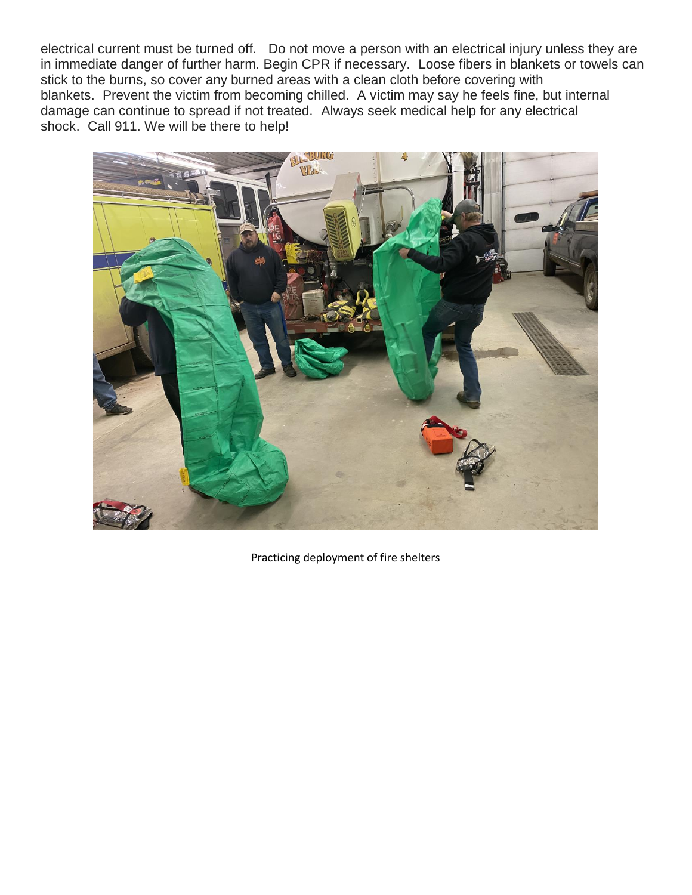electrical current must be turned off.   Do not move a person with an electrical injury unless they are in immediate danger of further harm. Begin CPR if necessary.  Loose fibers in blankets or towels can stick to the burns, so cover any burned areas with a clean cloth before covering with blankets.  Prevent the victim from becoming chilled.  A victim may say he feels fine, but internal damage can continue to spread if not treated.  Always seek medical help for any electrical shock.  Call 911. We will be there to help!

Practicing deployment of fire shelters